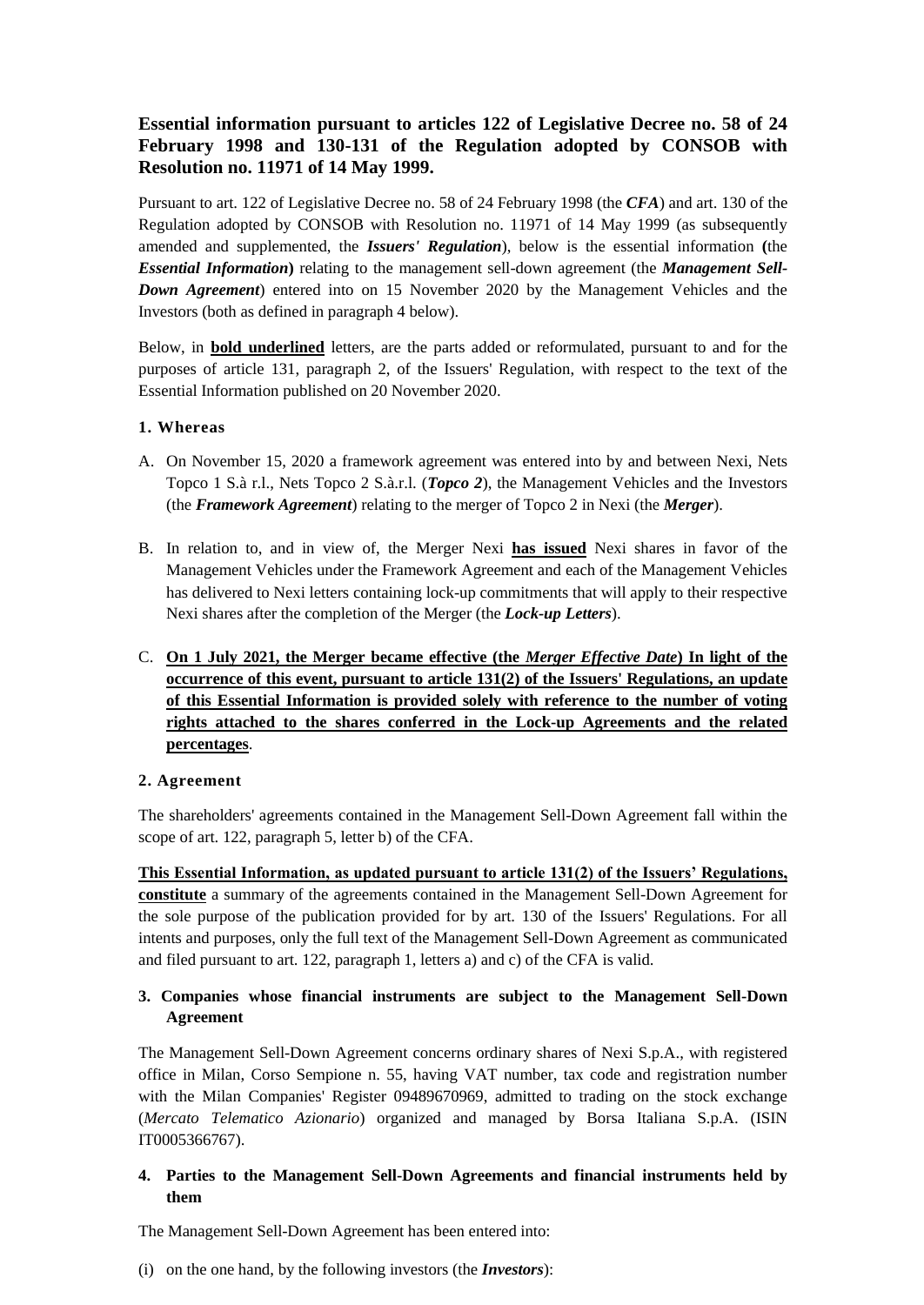# Essential information pursuant to articles 122 of Legislative Decree no. 58 of 24 February 1998 and 130-131 of the Regulation adopted by CONSOB with Resolution no. 11971 of 14 May 1999.

Pursuant to art. 122 of Legislative Decree no. 58 of 24 February 1998 (the ***CFA***) and art. 130 of the Regulation adopted by CONSOB with Resolution no. 11971 of 14 May 1999 (as subsequently amended and supplemented, the ***Issuers' Regulation***), below is the essential information **(**the ***Essential Information*****)** relating to the management sell-down agreement (the ***Management Sell-Down Agreement***) entered into on 15 November 2020 by the Management Vehicles and the Investors (both as defined in paragraph 4 below).

Below, in **<u>bold underlined</u>** letters, are the parts added or reformulated, pursuant to and for the purposes of article 131, paragraph 2, of the Issuers' Regulation, with respect to the text of the Essential Information published on 20 November 2020.

## 1. Whereas

A. On November 15, 2020 a framework agreement was entered into by and between Nexi, Nets Topco 1 S.à r.l., Nets Topco 2 S.à.r.l. (***Topco 2***), the Management Vehicles and the Investors (the ***Framework Agreement***) relating to the merger of Topco 2 in Nexi (the ***Merger***).

B. In relation to, and in view of, the Merger Nexi **<u>has issued</u>** Nexi shares in favor of the Management Vehicles under the Framework Agreement and each of the Management Vehicles has delivered to Nexi letters containing lock-up commitments that will apply to their respective Nexi shares after the completion of the Merger (the ***Lock-up Letters***).

C. **<u>On 1 July 2021, the Merger became effective (the *Merger Effective Date*) In light of the occurrence of this event, pursuant to article 131(2) of the Issuers' Regulations, an update of this Essential Information is provided solely with reference to the number of voting rights attached to the shares conferred in the Lock-up Agreements and the related percentages</u>**.

## 2. Agreement

The shareholders' agreements contained in the Management Sell-Down Agreement fall within the scope of art. 122, paragraph 5, letter b) of the CFA.

**<u>This Essential Information, as updated pursuant to article 131(2) of the Issuers' Regulations, constitute</u>** a summary of the agreements contained in the Management Sell-Down Agreement for the sole purpose of the publication provided for by art. 130 of the Issuers' Regulations. For all intents and purposes, only the full text of the Management Sell-Down Agreement as communicated and filed pursuant to art. 122, paragraph 1, letters a) and c) of the CFA is valid.

## 3. Companies whose financial instruments are subject to the Management Sell-Down Agreement

The Management Sell-Down Agreement concerns ordinary shares of Nexi S.p.A., with registered office in Milan, Corso Sempione n. 55, having VAT number, tax code and registration number with the Milan Companies' Register 09489670969, admitted to trading on the stock exchange (*Mercato Telematico Azionario*) organized and managed by Borsa Italiana S.p.A. (ISIN IT0005366767).

## 4. Parties to the Management Sell-Down Agreements and financial instruments held by them

The Management Sell-Down Agreement has been entered into:

(i) on the one hand, by the following investors (the ***Investors***):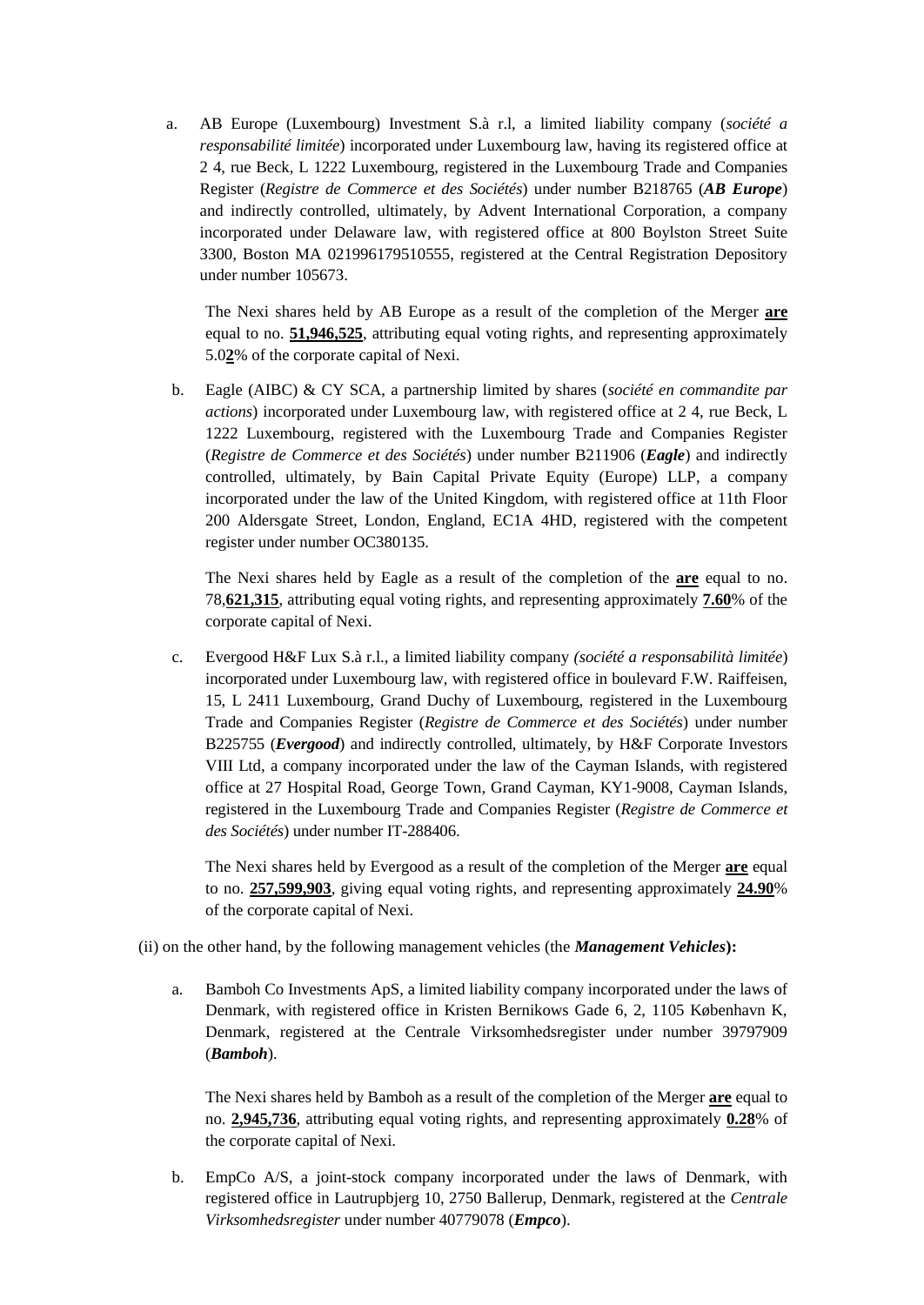a. AB Europe (Luxembourg) Investment S.à r.l, a limited liability company (*société a responsabilité limitée*) incorporated under Luxembourg law, having its registered office at 2 4, rue Beck, L 1222 Luxembourg, registered in the Luxembourg Trade and Companies Register (*Registre de Commerce et des Sociétés*) under number B218765 (***AB Europe***) and indirectly controlled, ultimately, by Advent International Corporation, a company incorporated under Delaware law, with registered office at 800 Boylston Street Suite 3300, Boston MA 021996179510555, registered at the Central Registration Depository under number 105673.

   The Nexi shares held by AB Europe as a result of the completion of the Merger **are** equal to no. **51,946,525**, attributing equal voting rights, and representing approximately 5.0**2**% of the corporate capital of Nexi.

b. Eagle (AIBC) & CY SCA, a partnership limited by shares (*société en commandite par actions*) incorporated under Luxembourg law, with registered office at 2 4, rue Beck, L 1222 Luxembourg, registered with the Luxembourg Trade and Companies Register (*Registre de Commerce et des Sociétés*) under number B211906 (***Eagle***) and indirectly controlled, ultimately, by Bain Capital Private Equity (Europe) LLP, a company incorporated under the law of the United Kingdom, with registered office at 11th Floor 200 Aldersgate Street, London, England, EC1A 4HD, registered with the competent register under number OC380135.

   The Nexi shares held by Eagle as a result of the completion of the **are** equal to no. 78,**621,315**, attributing equal voting rights, and representing approximately **7.60**% of the corporate capital of Nexi.

c. Evergood H&F Lux S.à r.l., a limited liability company *(société a responsabilità limitée*) incorporated under Luxembourg law, with registered office in boulevard F.W. Raiffeisen, 15, L 2411 Luxembourg, Grand Duchy of Luxembourg, registered in the Luxembourg Trade and Companies Register (*Registre de Commerce et des Sociétés*) under number B225755 (***Evergood***) and indirectly controlled, ultimately, by H&F Corporate Investors VIII Ltd, a company incorporated under the law of the Cayman Islands, with registered office at 27 Hospital Road, George Town, Grand Cayman, KY1-9008, Cayman Islands, registered in the Luxembourg Trade and Companies Register (*Registre de Commerce et des Sociétés*) under number IT-288406.

   The Nexi shares held by Evergood as a result of the completion of the Merger **are** equal to no. **257,599,903**, giving equal voting rights, and representing approximately **24.90**% of the corporate capital of Nexi.

(ii) on the other hand, by the following management vehicles (the ***Management Vehicles*****):**

a. Bamboh Co Investments ApS, a limited liability company incorporated under the laws of Denmark, with registered office in Kristen Bernikows Gade 6, 2, 1105 København K, Denmark, registered at the Centrale Virksomhedsregister under number 39797909 (***Bamboh***).

   The Nexi shares held by Bamboh as a result of the completion of the Merger **are** equal to no. **2,945,736**, attributing equal voting rights, and representing approximately **0.28**% of the corporate capital of Nexi.

b. EmpCo A/S, a joint-stock company incorporated under the laws of Denmark, with registered office in Lautrupbjerg 10, 2750 Ballerup, Denmark, registered at the *Centrale Virksomhedsregister* under number 40779078 (***Empco***).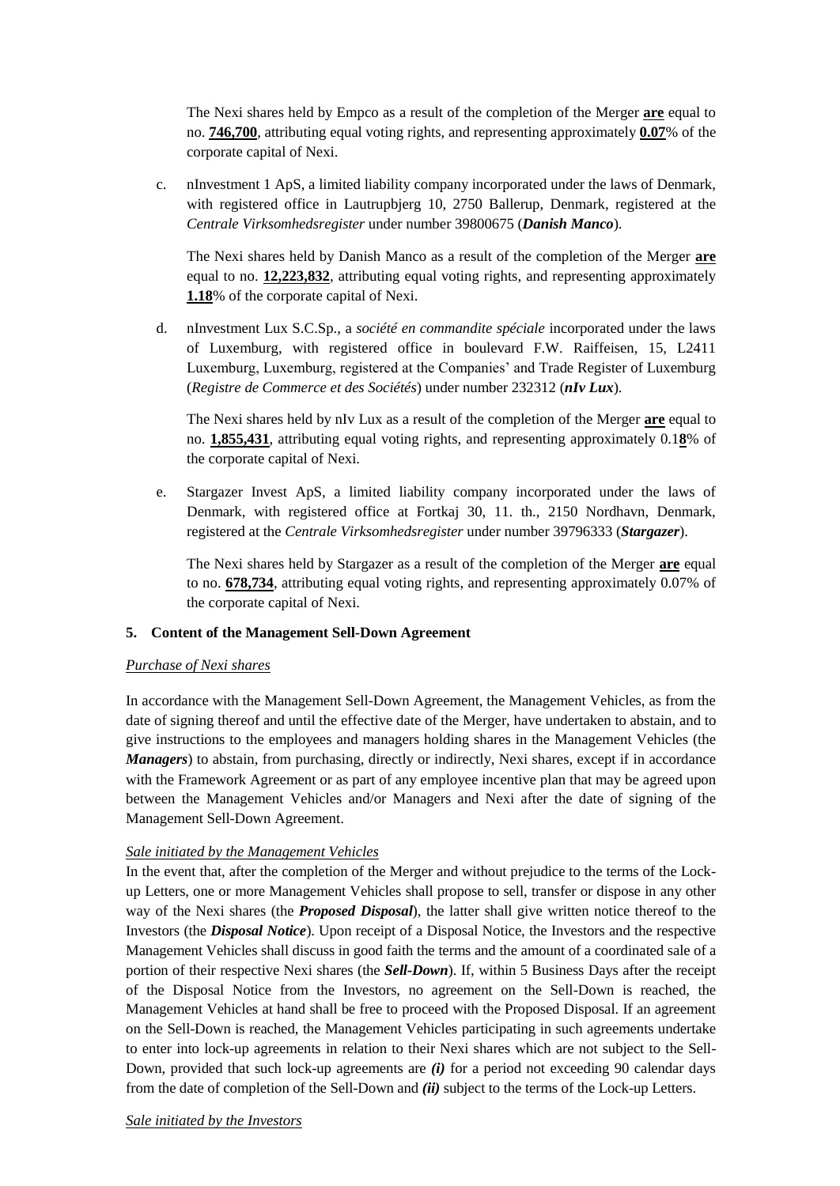The Nexi shares held by Empco as a result of the completion of the Merger **are** equal to no. **746,700**, attributing equal voting rights, and representing approximately **0.07**% of the corporate capital of Nexi.

c. nInvestment 1 ApS, a limited liability company incorporated under the laws of Denmark, with registered office in Lautrupbjerg 10, 2750 Ballerup, Denmark, registered at the *Centrale Virksomhedsregister* under number 39800675 (***Danish Manco***).

   The Nexi shares held by Danish Manco as a result of the completion of the Merger **are** equal to no. **12,223,832**, attributing equal voting rights, and representing approximately **1.18**% of the corporate capital of Nexi.

d. nInvestment Lux S.C.Sp., a *société en commandite spéciale* incorporated under the laws of Luxemburg, with registered office in boulevard F.W. Raiffeisen, 15, L2411 Luxemburg, Luxemburg, registered at the Companies' and Trade Register of Luxemburg (*Registre de Commerce et des Sociétés*) under number 232312 (***nIv Lux***).

   The Nexi shares held by nIv Lux as a result of the completion of the Merger **are** equal to no. **1,855,431**, attributing equal voting rights, and representing approximately 0.1**8**% of the corporate capital of Nexi.

e. Stargazer Invest ApS, a limited liability company incorporated under the laws of Denmark, with registered office at Fortkaj 30, 11. th., 2150 Nordhavn, Denmark, registered at the *Centrale Virksomhedsregister* under number 39796333 (***Stargazer***).

   The Nexi shares held by Stargazer as a result of the completion of the Merger **are** equal to no. **678,734**, attributing equal voting rights, and representing approximately 0.07% of the corporate capital of Nexi.

## 5. Content of the Management Sell-Down Agreement

*Purchase of Nexi shares*

In accordance with the Management Sell-Down Agreement, the Management Vehicles, as from the date of signing thereof and until the effective date of the Merger, have undertaken to abstain, and to give instructions to the employees and managers holding shares in the Management Vehicles (the ***Managers***) to abstain, from purchasing, directly or indirectly, Nexi shares, except if in accordance with the Framework Agreement or as part of any employee incentive plan that may be agreed upon between the Management Vehicles and/or Managers and Nexi after the date of signing of the Management Sell-Down Agreement.

*Sale initiated by the Management Vehicles*

In the event that, after the completion of the Merger and without prejudice to the terms of the Lock-up Letters, one or more Management Vehicles shall propose to sell, transfer or dispose in any other way of the Nexi shares (the ***Proposed Disposal***), the latter shall give written notice thereof to the Investors (the ***Disposal Notice***). Upon receipt of a Disposal Notice, the Investors and the respective Management Vehicles shall discuss in good faith the terms and the amount of a coordinated sale of a portion of their respective Nexi shares (the ***Sell-Down***). If, within 5 Business Days after the receipt of the Disposal Notice from the Investors, no agreement on the Sell-Down is reached, the Management Vehicles at hand shall be free to proceed with the Proposed Disposal. If an agreement on the Sell-Down is reached, the Management Vehicles participating in such agreements undertake to enter into lock-up agreements in relation to their Nexi shares which are not subject to the Sell-Down, provided that such lock-up agreements are ***(i)*** for a period not exceeding 90 calendar days from the date of completion of the Sell-Down and ***(ii)*** subject to the terms of the Lock-up Letters.

*Sale initiated by the Investors*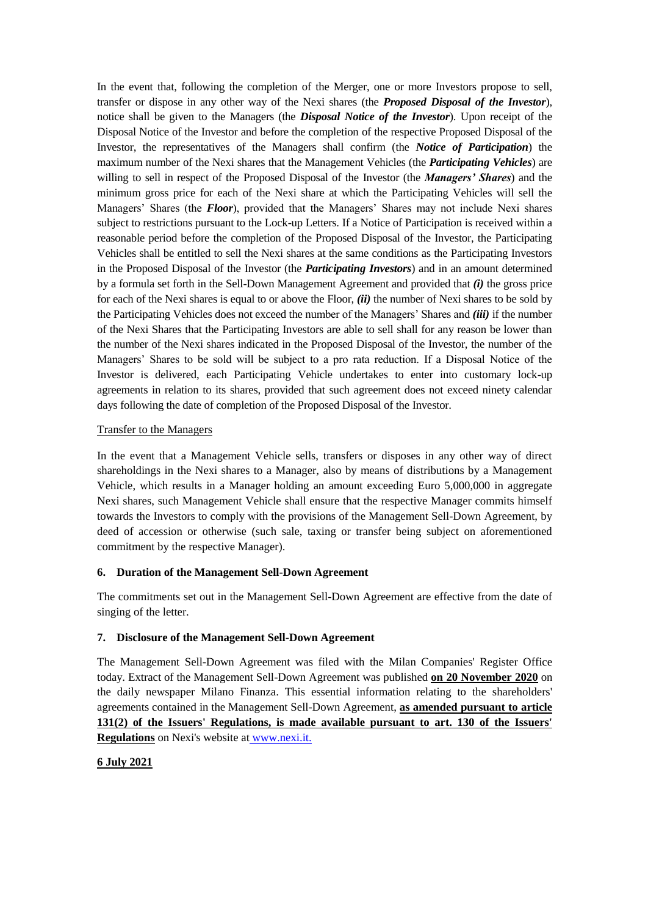In the event that, following the completion of the Merger, one or more Investors propose to sell, transfer or dispose in any other way of the Nexi shares (the ***Proposed Disposal of the Investor***), notice shall be given to the Managers (the ***Disposal Notice of the Investor***). Upon receipt of the Disposal Notice of the Investor and before the completion of the respective Proposed Disposal of the Investor, the representatives of the Managers shall confirm (the ***Notice of Participation***) the maximum number of the Nexi shares that the Management Vehicles (the ***Participating Vehicles***) are willing to sell in respect of the Proposed Disposal of the Investor (the ***Managers' Shares***) and the minimum gross price for each of the Nexi share at which the Participating Vehicles will sell the Managers' Shares (the ***Floor***), provided that the Managers' Shares may not include Nexi shares subject to restrictions pursuant to the Lock-up Letters. If a Notice of Participation is received within a reasonable period before the completion of the Proposed Disposal of the Investor, the Participating Vehicles shall be entitled to sell the Nexi shares at the same conditions as the Participating Investors in the Proposed Disposal of the Investor (the ***Participating Investors***) and in an amount determined by a formula set forth in the Sell-Down Management Agreement and provided that ***(i)*** the gross price for each of the Nexi shares is equal to or above the Floor, ***(ii)*** the number of Nexi shares to be sold by the Participating Vehicles does not exceed the number of the Managers' Shares and ***(iii)*** if the number of the Nexi Shares that the Participating Investors are able to sell shall for any reason be lower than the number of the Nexi shares indicated in the Proposed Disposal of the Investor, the number of the Managers' Shares to be sold will be subject to a pro rata reduction. If a Disposal Notice of the Investor is delivered, each Participating Vehicle undertakes to enter into customary lock-up agreements in relation to its shares, provided that such agreement does not exceed ninety calendar days following the date of completion of the Proposed Disposal of the Investor.

Transfer to the Managers

In the event that a Management Vehicle sells, transfers or disposes in any other way of direct shareholdings in the Nexi shares to a Manager, also by means of distributions by a Management Vehicle, which results in a Manager holding an amount exceeding Euro 5,000,000 in aggregate Nexi shares, such Management Vehicle shall ensure that the respective Manager commits himself towards the Investors to comply with the provisions of the Management Sell-Down Agreement, by deed of accession or otherwise (such sale, taxing or transfer being subject on aforementioned commitment by the respective Manager).

## 6. Duration of the Management Sell-Down Agreement

The commitments set out in the Management Sell-Down Agreement are effective from the date of singing of the letter.

## 7. Disclosure of the Management Sell-Down Agreement

The Management Sell-Down Agreement was filed with the Milan Companies' Register Office today. Extract of the Management Sell-Down Agreement was published **on 20 November 2020** on the daily newspaper Milano Finanza. This essential information relating to the shareholders' agreements contained in the Management Sell-Down Agreement, **as amended pursuant to article 131(2) of the Issuers' Regulations, is made available pursuant to art. 130 of the Issuers' Regulations** on Nexi's website at www.nexi.it.

**6 July 2021**